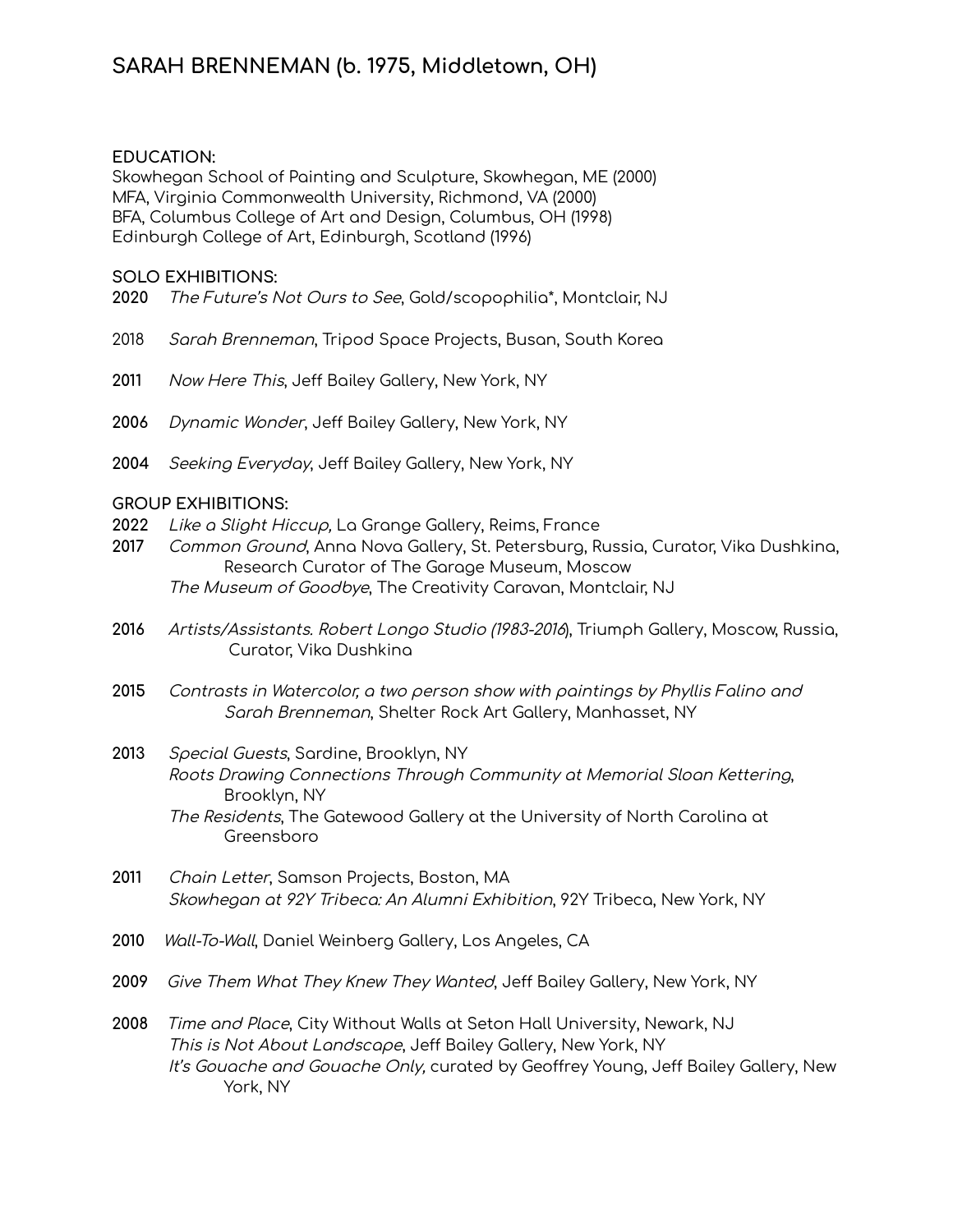# SARAH BRENNEMAN (b. 1975, Middletown, OH)

**EDUCATION:**

Skowhegan School of Painting and Sculpture, Skowhegan, ME (2000)
MFA, Virginia Commonwealth University, Richmond, VA (2000)
BFA, Columbus College of Art and Design, Columbus, OH (1998)
Edinburgh College of Art, Edinburgh, Scotland (1996)

**SOLO EXHIBITIONS:**

**2020** *The Future's Not Ours to See*, Gold/scopophilia*, Montclair, NJ

2018 *Sarah Brenneman*, Tripod Space Projects, Busan, South Korea

**2011** *Now Here This*, Jeff Bailey Gallery, New York, NY

**2006** *Dynamic Wonder*, Jeff Bailey Gallery, New York, NY

**2004** *Seeking Everyday*, Jeff Bailey Gallery, New York, NY

**GROUP EXHIBITIONS:**

**2022** *Like a Slight Hiccup,* La Grange Gallery, Reims, France

**2017** *Common Ground*, Anna Nova Gallery, St. Petersburg, Russia, Curator, Vika Dushkina, Research Curator of The Garage Museum, Moscow
*The Museum of Goodbye*, The Creativity Caravan, Montclair, NJ

**2016** *Artists/Assistants. Robert Longo Studio (1983-2016*), Triumph Gallery, Moscow, Russia, Curator, Vika Dushkina

**2015** *Contrasts in Watercolor, a two person show with paintings by Phyllis Falino and Sarah Brenneman*, Shelter Rock Art Gallery, Manhasset, NY

**2013** *Special Guests*, Sardine, Brooklyn, NY
*Roots Drawing Connections Through Community at Memorial Sloan Kettering*, Brooklyn, NY
*The Residents*, The Gatewood Gallery at the University of North Carolina at Greensboro

**2011** *Chain Letter*, Samson Projects, Boston, MA
*Skowhegan at 92Y Tribeca: An Alumni Exhibition*, 92Y Tribeca, New York, NY

**2010** *Wall-To-Wall*, Daniel Weinberg Gallery, Los Angeles, CA

**2009** *Give Them What They Knew They Wanted*, Jeff Bailey Gallery, New York, NY

**2008** *Time and Place*, City Without Walls at Seton Hall University, Newark, NJ
*This is Not About Landscape*, Jeff Bailey Gallery, New York, NY
*It's Gouache and Gouache Only,* curated by Geoffrey Young, Jeff Bailey Gallery, New York, NY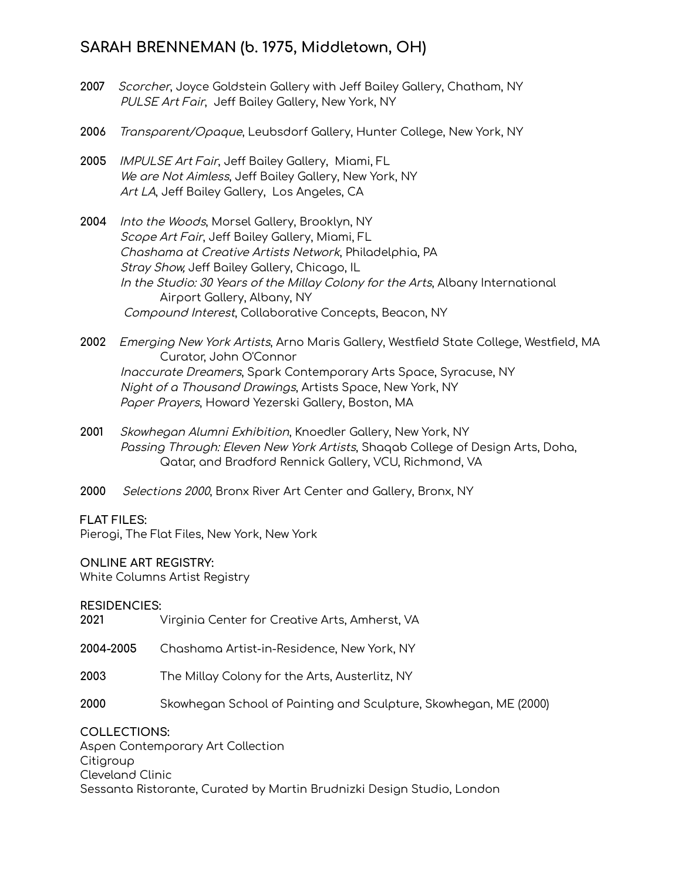# SARAH BRENNEMAN (b. 1975, Middletown, OH)

**2007** *Scorcher*, Joyce Goldstein Gallery with Jeff Bailey Gallery, Chatham, NY
*PULSE Art Fair*, Jeff Bailey Gallery, New York, NY

**2006** *Transparent/Opaque*, Leubsdorf Gallery, Hunter College, New York, NY

**2005** *IMPULSE Art Fair*, Jeff Bailey Gallery, Miami, FL
*We are Not Aimless*, Jeff Bailey Gallery, New York, NY
*Art LA*, Jeff Bailey Gallery, Los Angeles, CA

**2004** *Into the Woods*, Morsel Gallery, Brooklyn, NY
*Scope Art Fair*, Jeff Bailey Gallery, Miami, FL
*Chashama at Creative Artists Network*, Philadelphia, PA
*Stray Show,* Jeff Bailey Gallery, Chicago, IL
*In the Studio: 30 Years of the Millay Colony for the Arts*, Albany International Airport Gallery, Albany, NY
*Compound Interest*, Collaborative Concepts, Beacon, NY

**2002** *Emerging New York Artists*, Arno Maris Gallery, Westfield State College, Westfield, MA Curator, John O'Connor
*Inaccurate Dreamers*, Spark Contemporary Arts Space, Syracuse, NY
*Night of a Thousand Drawings*, Artists Space, New York, NY
*Paper Prayers*, Howard Yezerski Gallery, Boston, MA

**2001** *Skowhegan Alumni Exhibition*, Knoedler Gallery, New York, NY
*Passing Through: Eleven New York Artists*, Shaqab College of Design Arts, Doha, Qatar, and Bradford Rennick Gallery, VCU, Richmond, VA

**2000** *Selections 2000*, Bronx River Art Center and Gallery, Bronx, NY

**FLAT FILES:**
Pierogi, The Flat Files, New York, New York

**ONLINE ART REGISTRY:**
White Columns Artist Registry

**RESIDENCIES:**

**2021** Virginia Center for Creative Arts, Amherst, VA

**2004-2005** Chashama Artist-in-Residence, New York, NY

**2003** The Millay Colony for the Arts, Austerlitz, NY

**2000** Skowhegan School of Painting and Sculpture, Skowhegan, ME (2000)

**COLLECTIONS:**
Aspen Contemporary Art Collection
Citigroup
Cleveland Clinic
Sessanta Ristorante, Curated by Martin Brudnizki Design Studio, London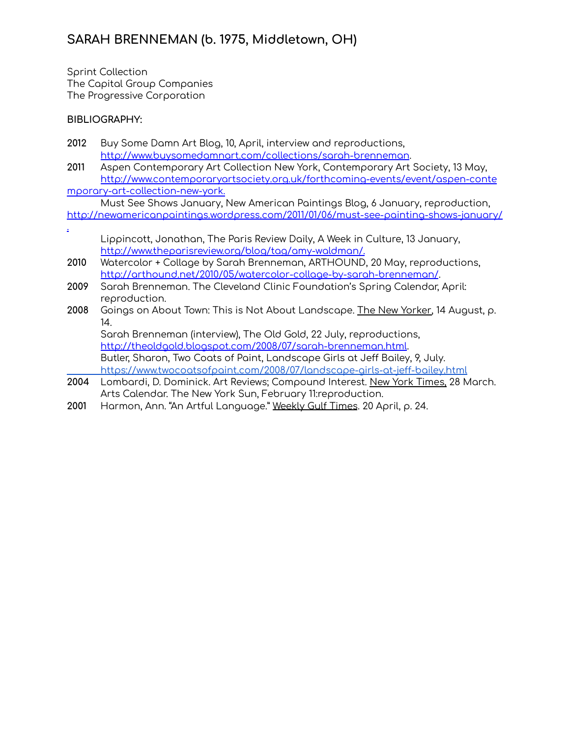## SARAH BRENNEMAN (b. 1975, Middletown, OH)

Sprint Collection
The Capital Group Companies
The Progressive Corporation

**BIBLIOGRAPHY:**

**2012** Buy Some Damn Art Blog, 10, April, interview and reproductions, http://www.buysomedamnart.com/collections/sarah-brenneman.

**2011** Aspen Contemporary Art Collection New York, Contemporary Art Society, 13 May, http://www.contemporaryartsociety.org.uk/forthcoming-events/event/aspen-contemporary-art-collection-new-york.

Must See Shows January, New American Paintings Blog, 6 January, reproduction, http://newamericanpaintings.wordpress.com/2011/01/06/must-see-painting-shows-january/.

Lippincott, Jonathan, The Paris Review Daily, A Week in Culture, 13 January, http://www.theparisreview.org/blog/tag/amy-waldman/.

**2010** Watercolor + Collage by Sarah Brenneman, ARTHOUND, 20 May, reproductions, http://arthound.net/2010/05/watercolor-collage-by-sarah-brenneman/.

**2009** Sarah Brenneman. The Cleveland Clinic Foundation's Spring Calendar, April: reproduction.

**2008** Goings on About Town: This is Not About Landscape. The New Yorker, 14 August, p. 14.

Sarah Brenneman (interview), The Old Gold, 22 July, reproductions, http://theoldgold.blogspot.com/2008/07/sarah-brenneman.html.

Butler, Sharon, Two Coats of Paint, Landscape Girls at Jeff Bailey, 9, July. https://www.twocoatsofpaint.com/2008/07/landscape-girls-at-jeff-bailey.html

**2004** Lombardi, D. Dominick. Art Reviews; Compound Interest. New York Times, 28 March.

Arts Calendar. The New York Sun, February 11:reproduction.

**2001** Harmon, Ann. "An Artful Language." Weekly Gulf Times. 20 April, p. 24.